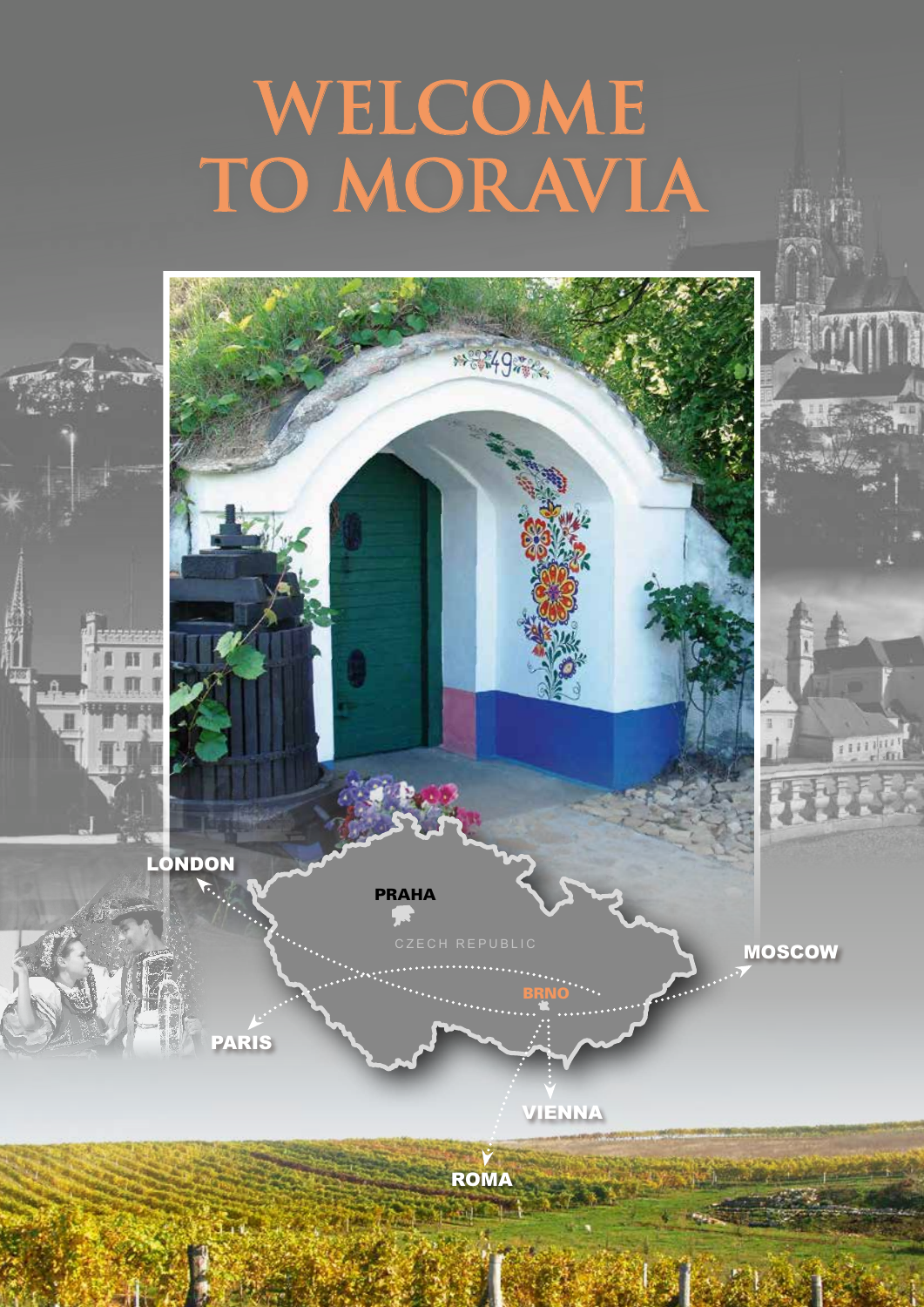# WELCOME TO MORAVIA

LONDON

PRAHA

CZECH REPUBLIC

MOSCOW

BRNO

PARIS

VIENNA

ROMA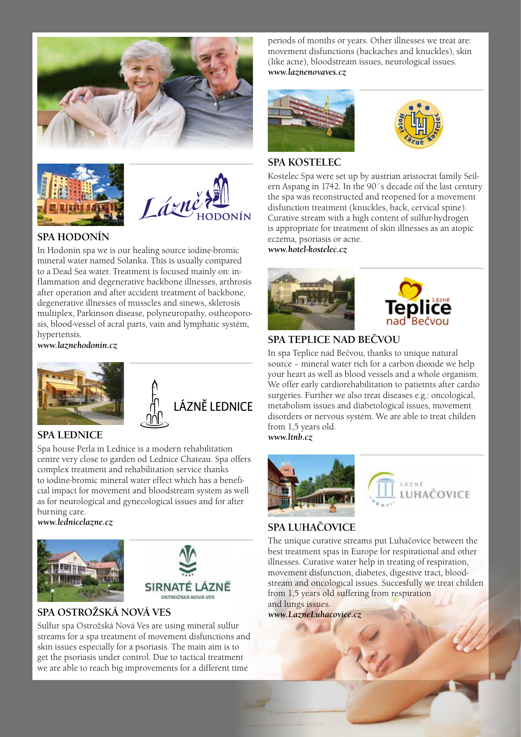## SPA HODONÍN

In Hodonín spa we is our healing source iodine-bromic mineral water named Solanka. This is usually compared to a Dead Sea water. Treatment is focused mainly on: inflammation and degenerative backbone illnesses, arthrosis after operation and after accident treatment of backbone, degenerative illnesses of musscles and sinews, sklerosis multiplex, Parkinson disease, polyneuropathy, ostheoporosis, blood-vessel of acral parts, vain and lymphatic systém, hypertensis.

***www.laznehodonin.cz***

## SPA LEDNICE

Spa house Perla in Lednice is a modern rehabilitation centre very close to garden od Lednice Chateau. Spa offers complex treatment and rehabilitation service thanks to iodine-bromic mineral water effect which has a beneficial impact for movement and bloodstream system as well as for neurological and gynecological issues and for after burning care.

***www.lednicelazne.cz***

## SPA OSTROŽSKÁ NOVÁ VES

Sulfur spa Ostrožská Nová Ves are using mineral sulfur streams for a spa treatment of movement disfunctions and skin issues especially for a psoriasis. The main aim is to get the psoriasis under control. Due to tactical treatment we are able to reach big improvements for a different time periods of months or years. Other illnesses we treat are: movement disfunctions (backaches and knuckles), skin (like acne), bloodstream issues, neurological issues.

***www.laznenovaves.cz***

## SPA KOSTELEC

Kostelec Spa were set up by austrian aristocrat family Seilern Aspang in 1742. In the 90´s decade oif the last century the spa was reconstructed and reopened for a movement disfunction treatment (knuckles, back, cervical spine). Curative stream with a high content of sulfur-hydrogen is appropriate for treatment of skin illnesses as an atopic eczema, psoriasis or acne.

***www.hotel-kostelec.cz***

## SPA TEPLICE NAD BEČVOU

In spa Teplice nad Bečvou, thanks to unique natural source – mineral water rich for a carbon dioxide we help your heart as well as blood vessels and a whole organism. We offer early cardiorehabilitation to patietnts after cardio surgeries. Further we also treat diseases e.g.: oncological, metabolism issues and diabetological issues, movement disorders or nervous systém. We are able to treat childen from 1,5 years old.

***www.ltnb.cz***

## SPA LUHAČOVICE

The unique curative streams put Luhačovice between the best treatment spas in Europe for respirational and other illnesses. Curative water help in treating of respiration, movement disfunction, diabetes, digestive tract, bloodstream and oncological issues. Succesfully we treat childen from 1,5 years old suffering from respiration and lungs issues.

***www.LazneLuhacovice.cz***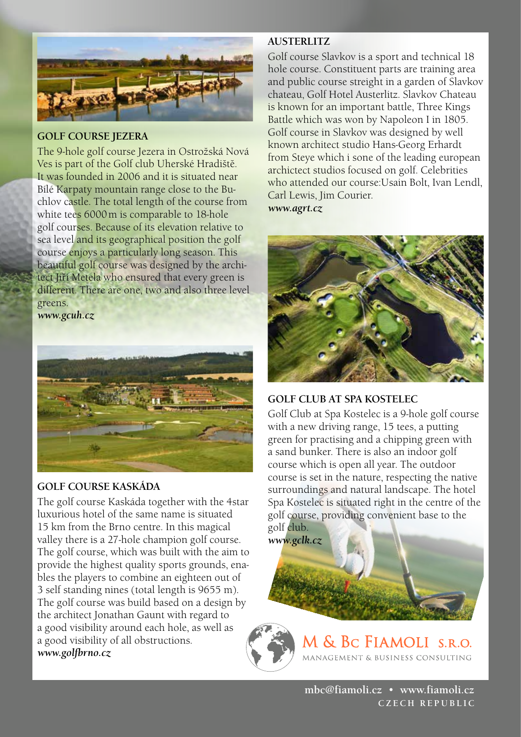## GOLF COURSE JEZERA

The 9-hole golf course Jezera in Ostrožská Nová Ves is part of the Golf club Uherské Hradiště. It was founded in 2006 and it is situated near Bílé Karpaty mountain range close to the Buchlov castle. The total length of the course from white tees 6000 m is comparable to 18-hole golf courses. Because of its elevation relative to sea level and its geographical position the golf course enjoys a particularly long season. This beautiful golf course was designed by the architect Jiří Metela who ensured that every green is different. There are one, two and also three level greens.

*www.gcuh.cz*

## GOLF COURSE KASKÁDA

The golf course Kaskáda together with the 4star luxurious hotel of the same name is situated 15 km from the Brno centre. In this magical valley there is a 27-hole champion golf course. The golf course, which was built with the aim to provide the highest quality sports grounds, enables the players to combine an eighteen out of 3 self standing nines (total length is 9655 m). The golf course was build based on a design by the architect Jonathan Gaunt with regard to a good visibility around each hole, as well as a good visibility of all obstructions.

*www.golfbrno.cz*

## AUSTERLITZ

Golf course Slavkov is a sport and technical 18 hole course. Constituent parts are training area and public course streight in a garden of Slavkov chateau, Golf Hotel Austerlitz. Slavkov Chateau is known for an important battle, Three Kings Battle which was won by Napoleon I in 1805. Golf course in Slavkov was designed by well known architect studio Hans-Georg Erhardt from Steye which i sone of the leading european archictect studios focused on golf. Celebrities who attended our course:Usain Bolt, Ivan Lendl, Carl Lewis, Jim Courier.

*www.agrt.cz*

## GOLF CLUB AT SPA KOSTELEC

Golf Club at Spa Kostelec is a 9-hole golf course with a new driving range, 15 tees, a putting green for practising and a chipping green with a sand bunker. There is also an indoor golf course which is open all year. The outdoor course is set in the nature, respecting the native surroundings and natural landscape. The hotel Spa Kostelec is situated right in the centre of the golf course, providing convenient base to the golf club.

*www.gclk.cz*

**M & Bc FIAMOLI s.r.o.**
MANAGEMENT & BUSINESS CONSULTING

**mbc@fiamoli.cz • www.fiamoli.cz**
**CZECH REPUBLIC**